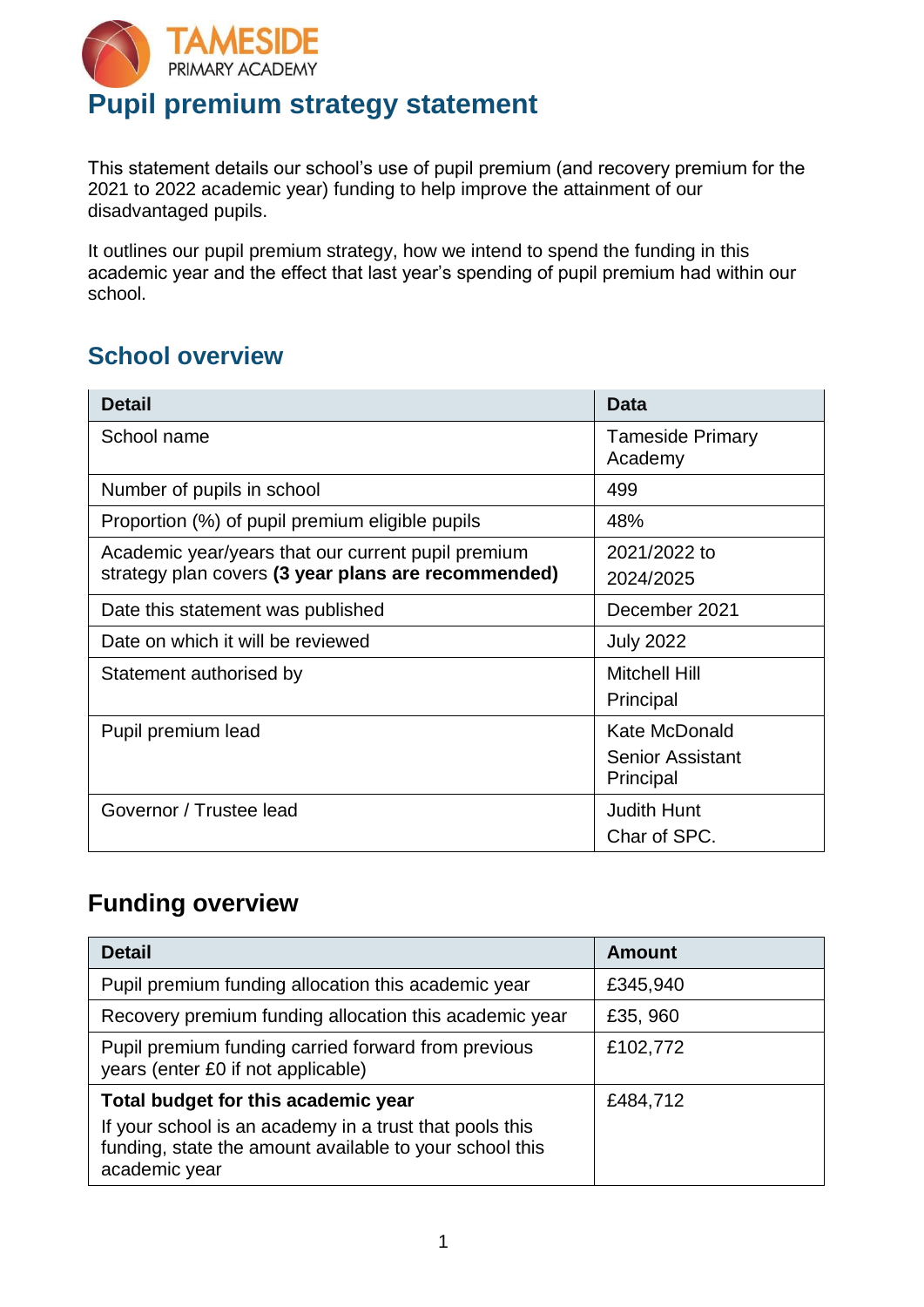TAMESIDE PRIMARY ACADEMY

# Pupil premium strategy statement

This statement details our school's use of pupil premium (and recovery premium for the 2021 to 2022 academic year) funding to help improve the attainment of our disadvantaged pupils.

It outlines our pupil premium strategy, how we intend to spend the funding in this academic year and the effect that last year's spending of pupil premium had within our school.

## School overview

| Detail | Data |
|---|---|
| School name | Tameside Primary Academy |
| Number of pupils in school | 499 |
| Proportion (%) of pupil premium eligible pupils | 48% |
| Academic year/years that our current pupil premium strategy plan covers **(3 year plans are recommended)** | 2021/2022 to 2024/2025 |
| Date this statement was published | December 2021 |
| Date on which it will be reviewed | July 2022 |
| Statement authorised by | Mitchell Hill<br>Principal |
| Pupil premium lead | Kate McDonald<br>Senior Assistant Principal |
| Governor / Trustee lead | Judith Hunt<br>Char of SPC. |

## Funding overview

| Detail | Amount |
|---|---|
| Pupil premium funding allocation this academic year | £345,940 |
| Recovery premium funding allocation this academic year | £35, 960 |
| Pupil premium funding carried forward from previous years (enter £0 if not applicable) | £102,772 |
| **Total budget for this academic year**<br>If your school is an academy in a trust that pools this funding, state the amount available to your school this academic year | £484,712 |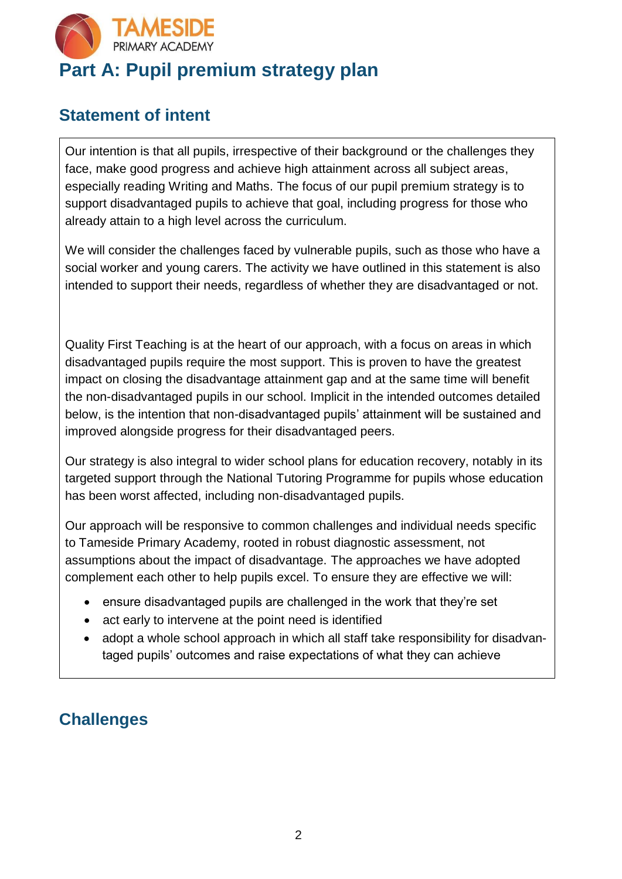# Part A: Pupil premium strategy plan

## Statement of intent

Our intention is that all pupils, irrespective of their background or the challenges they face, make good progress and achieve high attainment across all subject areas, especially reading Writing and Maths. The focus of our pupil premium strategy is to support disadvantaged pupils to achieve that goal, including progress for those who already attain to a high level across the curriculum.

We will consider the challenges faced by vulnerable pupils, such as those who have a social worker and young carers. The activity we have outlined in this statement is also intended to support their needs, regardless of whether they are disadvantaged or not.

Quality First Teaching is at the heart of our approach, with a focus on areas in which disadvantaged pupils require the most support. This is proven to have the greatest impact on closing the disadvantage attainment gap and at the same time will benefit the non-disadvantaged pupils in our school. Implicit in the intended outcomes detailed below, is the intention that non-disadvantaged pupils' attainment will be sustained and improved alongside progress for their disadvantaged peers.

Our strategy is also integral to wider school plans for education recovery, notably in its targeted support through the National Tutoring Programme for pupils whose education has been worst affected, including non-disadvantaged pupils.

Our approach will be responsive to common challenges and individual needs specific to Tameside Primary Academy, rooted in robust diagnostic assessment, not assumptions about the impact of disadvantage. The approaches we have adopted complement each other to help pupils excel. To ensure they are effective we will:

- ensure disadvantaged pupils are challenged in the work that they're set
- act early to intervene at the point need is identified
- adopt a whole school approach in which all staff take responsibility for disadvantaged pupils' outcomes and raise expectations of what they can achieve

## Challenges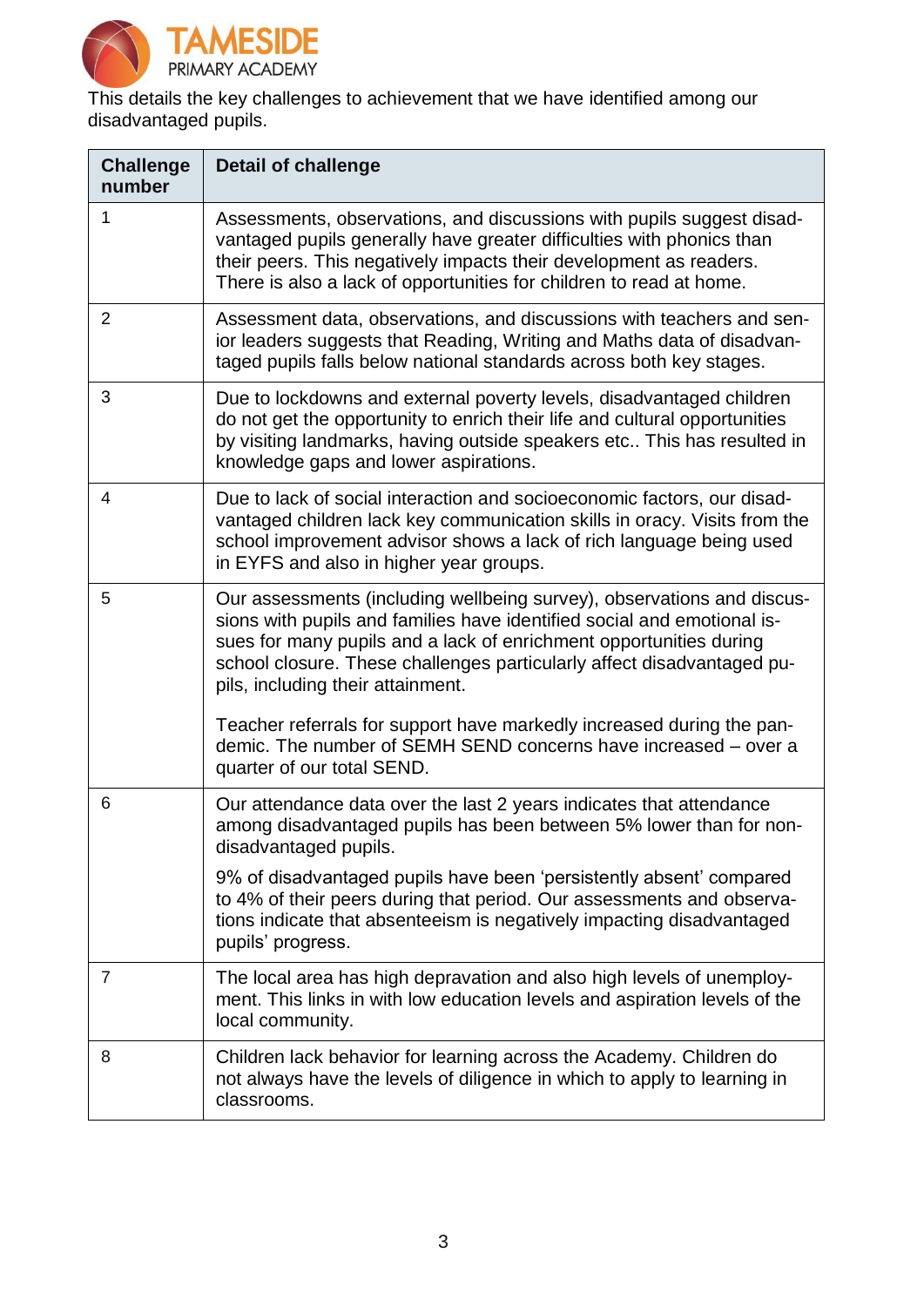This details the key challenges to achievement that we have identified among our disadvantaged pupils.

| Challenge number | Detail of challenge |
|---|---|
| 1 | Assessments, observations, and discussions with pupils suggest disadvantaged pupils generally have greater difficulties with phonics than their peers. This negatively impacts their development as readers. There is also a lack of opportunities for children to read at home. |
| 2 | Assessment data, observations, and discussions with teachers and senior leaders suggests that Reading, Writing and Maths data of disadvantaged pupils falls below national standards across both key stages. |
| 3 | Due to lockdowns and external poverty levels, disadvantaged children do not get the opportunity to enrich their life and cultural opportunities by visiting landmarks, having outside speakers etc.. This has resulted in knowledge gaps and lower aspirations. |
| 4 | Due to lack of social interaction and socioeconomic factors, our disadvantaged children lack key communication skills in oracy. Visits from the school improvement advisor shows a lack of rich language being used in EYFS and also in higher year groups. |
| 5 | Our assessments (including wellbeing survey), observations and discussions with pupils and families have identified social and emotional issues for many pupils and a lack of enrichment opportunities during school closure. These challenges particularly affect disadvantaged pupils, including their attainment.<br><br>Teacher referrals for support have markedly increased during the pandemic. The number of SEMH SEND concerns have increased – over a quarter of our total SEND. |
| 6 | Our attendance data over the last 2 years indicates that attendance among disadvantaged pupils has been between 5% lower than for non-disadvantaged pupils.<br><br>9% of disadvantaged pupils have been 'persistently absent' compared to 4% of their peers during that period. Our assessments and observations indicate that absenteeism is negatively impacting disadvantaged pupils' progress. |
| 7 | The local area has high depravation and also high levels of unemployment. This links in with low education levels and aspiration levels of the local community. |
| 8 | Children lack behavior for learning across the Academy. Children do not always have the levels of diligence in which to apply to learning in classrooms. |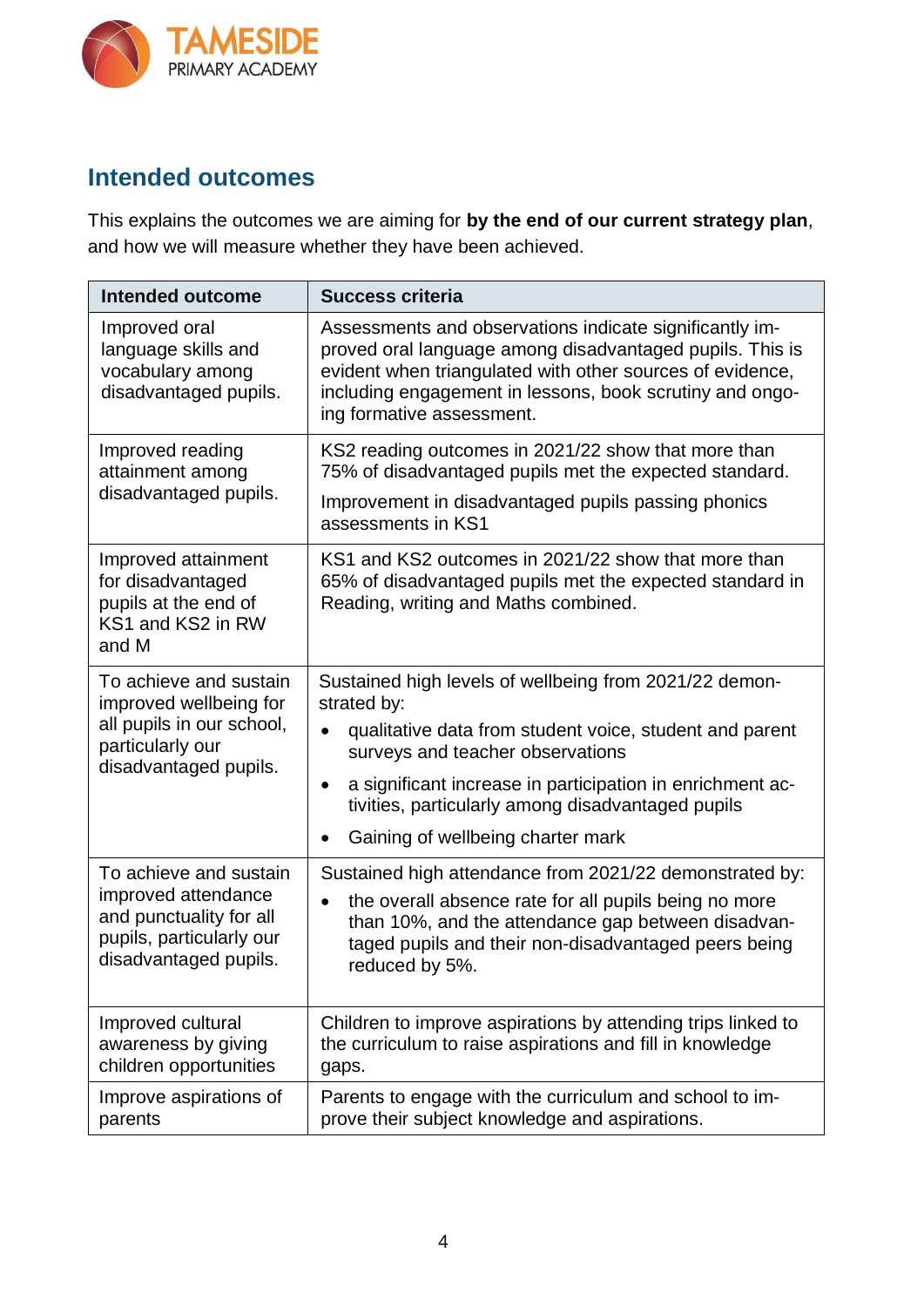## Intended outcomes

This explains the outcomes we are aiming for **by the end of our current strategy plan**, and how we will measure whether they have been achieved.

| Intended outcome | Success criteria |
| --- | --- |
| Improved oral language skills and vocabulary among disadvantaged pupils. | Assessments and observations indicate significantly improved oral language among disadvantaged pupils. This is evident when triangulated with other sources of evidence, including engagement in lessons, book scrutiny and ongoing formative assessment. |
| Improved reading attainment among disadvantaged pupils. | KS2 reading outcomes in 2021/22 show that more than 75% of disadvantaged pupils met the expected standard.<br>Improvement in disadvantaged pupils passing phonics assessments in KS1 |
| Improved attainment for disadvantaged pupils at the end of KS1 and KS2 in RW and M | KS1 and KS2 outcomes in 2021/22 show that more than 65% of disadvantaged pupils met the expected standard in Reading, writing and Maths combined. |
| To achieve and sustain improved wellbeing for all pupils in our school, particularly our disadvantaged pupils. | Sustained high levels of wellbeing from 2021/22 demonstrated by:<br>• qualitative data from student voice, student and parent surveys and teacher observations<br>• a significant increase in participation in enrichment activities, particularly among disadvantaged pupils<br>• Gaining of wellbeing charter mark |
| To achieve and sustain improved attendance and punctuality for all pupils, particularly our disadvantaged pupils. | Sustained high attendance from 2021/22 demonstrated by:<br>• the overall absence rate for all pupils being no more than 10%, and the attendance gap between disadvantaged pupils and their non-disadvantaged peers being reduced by 5%. |
| Improved cultural awareness by giving children opportunities | Children to improve aspirations by attending trips linked to the curriculum to raise aspirations and fill in knowledge gaps. |
| Improve aspirations of parents | Parents to engage with the curriculum and school to improve their subject knowledge and aspirations. |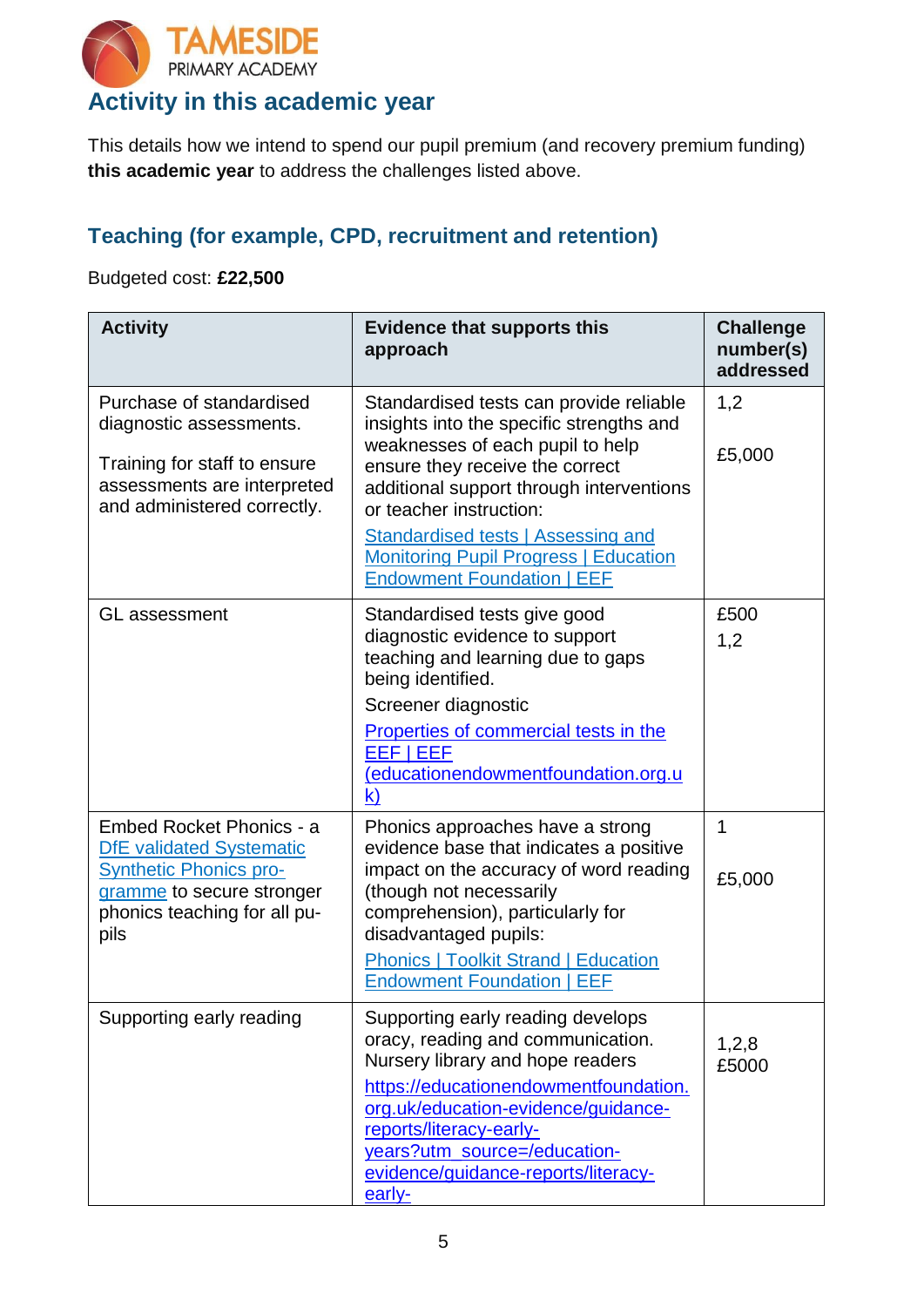## Activity in this academic year

This details how we intend to spend our pupil premium (and recovery premium funding) **this academic year** to address the challenges listed above.

### Teaching (for example, CPD, recruitment and retention)

Budgeted cost: **£22,500**

| Activity | Evidence that supports this approach | Challenge number(s) addressed |
|---|---|---|
| Purchase of standardised diagnostic assessments.<br><br>Training for staff to ensure assessments are interpreted and administered correctly. | Standardised tests can provide reliable insights into the specific strengths and weaknesses of each pupil to help ensure they receive the correct additional support through interventions or teacher instruction:<br>Standardised tests \| Assessing and Monitoring Pupil Progress \| Education Endowment Foundation \| EEF | 1,2<br><br>£5,000 |
| GL assessment | Standardised tests give good diagnostic evidence to support teaching and learning due to gaps being identified.<br>Screener diagnostic<br>Properties of commercial tests in the EEF \| EEF (educationendowmentfoundation.org.uk) | £500<br>1,2 |
| Embed Rocket Phonics - a DfE validated Systematic Synthetic Phonics programme to secure stronger phonics teaching for all pupils | Phonics approaches have a strong evidence base that indicates a positive impact on the accuracy of word reading (though not necessarily comprehension), particularly for disadvantaged pupils:<br>Phonics \| Toolkit Strand \| Education Endowment Foundation \| EEF | 1<br><br>£5,000 |
| Supporting early reading | Supporting early reading develops oracy, reading and communication. Nursery library and hope readers<br>https://educationendowmentfoundation.org.uk/education-evidence/guidance-reports/literacy-early-years?utm_source=/education-evidence/guidance-reports/literacy-early- | 1,2,8<br>£5000 |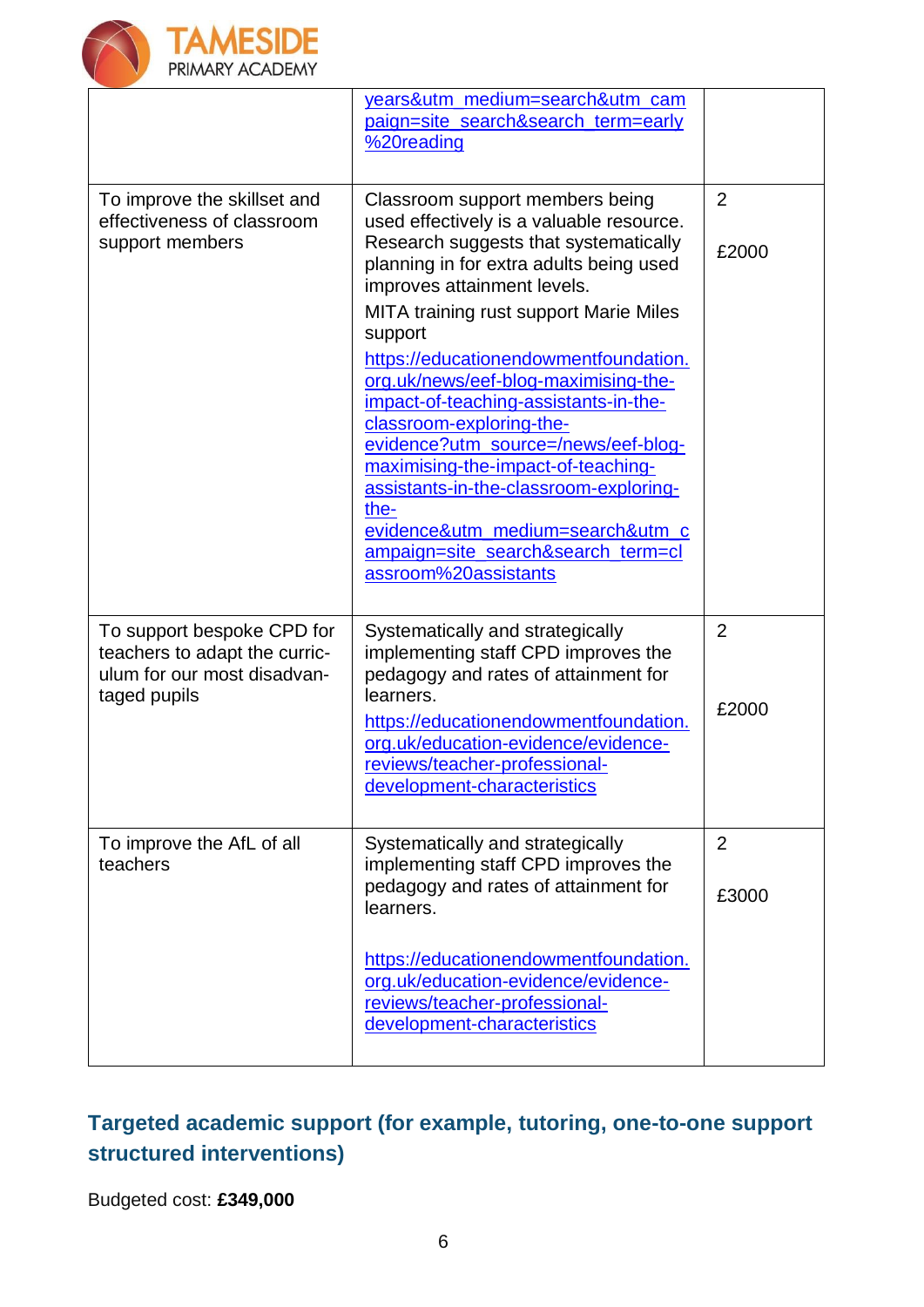| | | |
|---|---|---|
| | years&utm_medium=search&utm_campaign=site_search&search_term=early%20reading | |
| To improve the skillset and effectiveness of classroom support members | Classroom support members being used effectively is a valuable resource. Research suggests that systematically planning in for extra adults being used improves attainment levels.<br>MITA training rust support Marie Miles support<br>https://educationendowmentfoundation.org.uk/news/eef-blog-maximising-the-impact-of-teaching-assistants-in-the-classroom-exploring-the-evidence?utm_source=/news/eef-blog-maximising-the-impact-of-teaching-assistants-in-the-classroom-exploring-the-evidence&utm_medium=search&utm_campaign=site_search&search_term=classroom%20assistants | 2<br><br>£2000 |
| To support bespoke CPD for teachers to adapt the curriculum for our most disadvantaged pupils | Systematically and strategically implementing staff CPD improves the pedagogy and rates of attainment for learners.<br>https://educationendowmentfoundation.org.uk/education-evidence/evidence-reviews/teacher-professional-development-characteristics | 2<br><br>£2000 |
| To improve the AfL of all teachers | Systematically and strategically implementing staff CPD improves the pedagogy and rates of attainment for learners.<br><br>https://educationendowmentfoundation.org.uk/education-evidence/evidence-reviews/teacher-professional-development-characteristics | 2<br><br>£3000 |

## Targeted academic support (for example, tutoring, one-to-one support structured interventions)

Budgeted cost: **£349,000**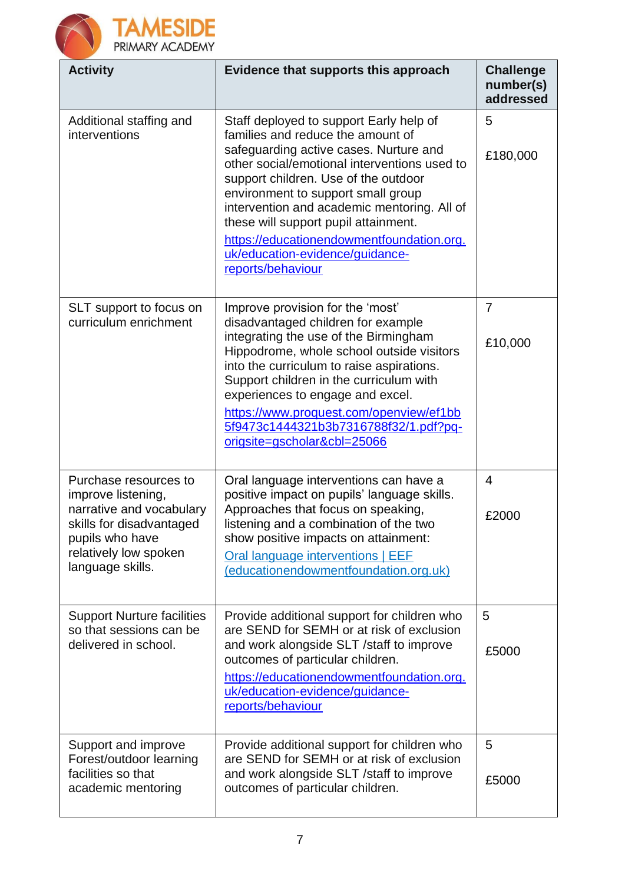| Activity | Evidence that supports this approach | Challenge number(s) addressed |
|---|---|---|
| Additional staffing and interventions | Staff deployed to support Early help of families and reduce the amount of safeguarding active cases. Nurture and other social/emotional interventions used to support children. Use of the outdoor environment to support small group intervention and academic mentoring. All of these will support pupil attainment. [https://educationendowmentfoundation.org.uk/education-evidence/guidance-reports/behaviour](https://educationendowmentfoundation.org.uk/education-evidence/guidance-reports/behaviour) | 5<br><br>£180,000 |
| SLT support to focus on curriculum enrichment | Improve provision for the 'most' disadvantaged children for example integrating the use of the Birmingham Hippodrome, whole school outside visitors into the curriculum to raise aspirations. Support children in the curriculum with experiences to engage and excel. [https://www.proquest.com/openview/ef1bb5f9473c1444321b3b7316788f32/1.pdf?pq-origsite=gscholar&cbl=25066](https://www.proquest.com/openview/ef1bb5f9473c1444321b3b7316788f32/1.pdf?pq-origsite=gscholar&cbl=25066) | 7<br><br>£10,000 |
| Purchase resources to improve listening, narrative and vocabulary skills for disadvantaged pupils who have relatively low spoken language skills. | Oral language interventions can have a positive impact on pupils' language skills. Approaches that focus on speaking, listening and a combination of the two show positive impacts on attainment: [Oral language interventions \| EEF (educationendowmentfoundation.org.uk)](educationendowmentfoundation.org.uk) | 4<br><br>£2000 |
| Support Nurture facilities so that sessions can be delivered in school. | Provide additional support for children who are SEND for SEMH or at risk of exclusion and work alongside SLT /staff to improve outcomes of particular children. [https://educationendowmentfoundation.org.uk/education-evidence/guidance-reports/behaviour](https://educationendowmentfoundation.org.uk/education-evidence/guidance-reports/behaviour) | 5<br><br>£5000 |
| Support and improve Forest/outdoor learning facilities so that academic mentoring | Provide additional support for children who are SEND for SEMH or at risk of exclusion and work alongside SLT /staff to improve outcomes of particular children. | 5<br><br>£5000 |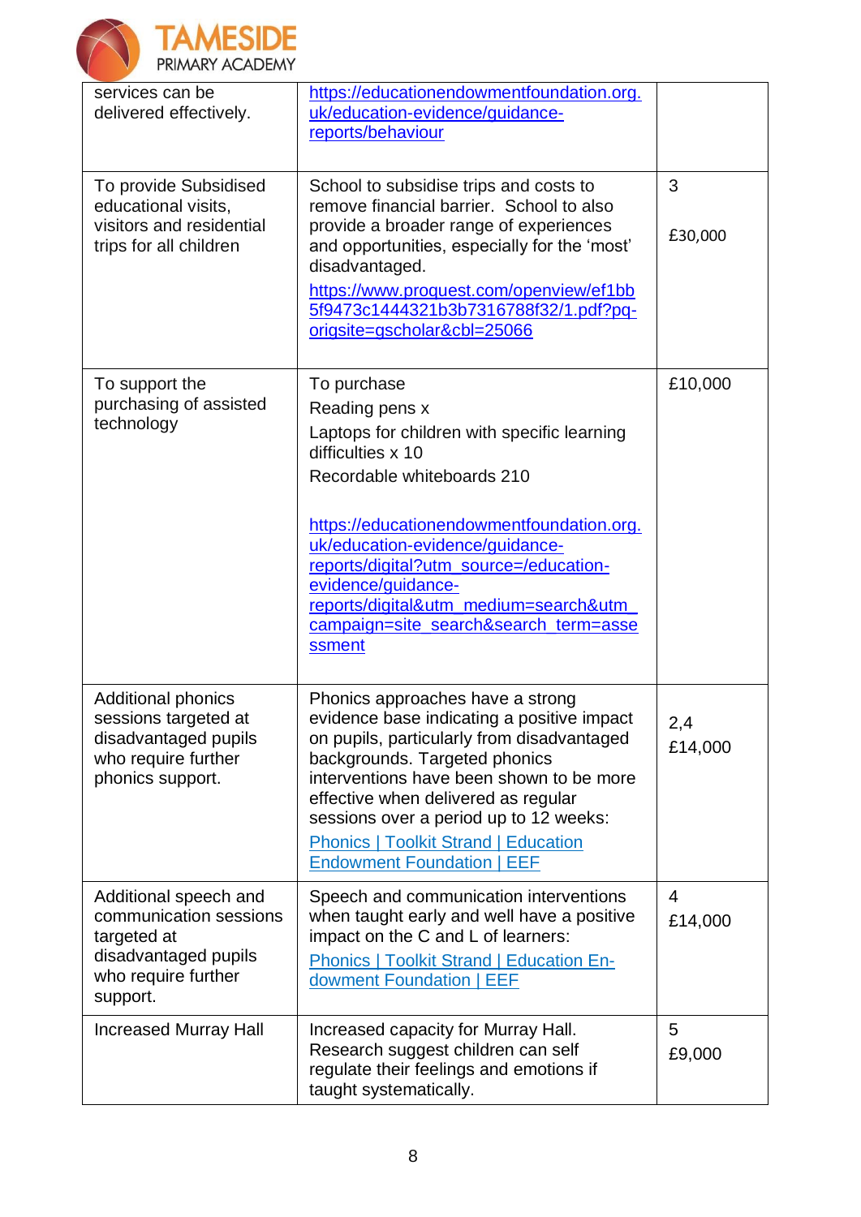| | | |
|---|---|---|
| services can be delivered effectively. | https://educationendowmentfoundation.org.uk/education-evidence/guidance-reports/behaviour | |
| To provide Subsidised educational visits, visitors and residential trips for all children | School to subsidise trips and costs to remove financial barrier. School to also provide a broader range of experiences and opportunities, especially for the 'most' disadvantaged. https://www.proquest.com/openview/ef1bb5f9473c1444321b3b7316788f32/1.pdf?pq-origsite=gscholar&cbl=25066 | 3 £30,000 |
| To support the purchasing of assisted technology | To purchase<br>Reading pens x<br>Laptops for children with specific learning difficulties x 10<br>Recordable whiteboards 210<br><br>https://educationendowmentfoundation.org.uk/education-evidence/guidance-reports/digital?utm_source=/education-evidence/guidance-reports/digital&utm_medium=search&utm_campaign=site_search&search_term=assessment | £10,000 |
| Additional phonics sessions targeted at disadvantaged pupils who require further phonics support. | Phonics approaches have a strong evidence base indicating a positive impact on pupils, particularly from disadvantaged backgrounds. Targeted phonics interventions have been shown to be more effective when delivered as regular sessions over a period up to 12 weeks: Phonics \| Toolkit Strand \| Education Endowment Foundation \| EEF | 2,4 £14,000 |
| Additional speech and communication sessions targeted at disadvantaged pupils who require further support. | Speech and communication interventions when taught early and well have a positive impact on the C and L of learners: Phonics \| Toolkit Strand \| Education Endowment Foundation \| EEF | 4 £14,000 |
| Increased Murray Hall | Increased capacity for Murray Hall. Research suggest children can self regulate their feelings and emotions if taught systematically. | 5 £9,000 |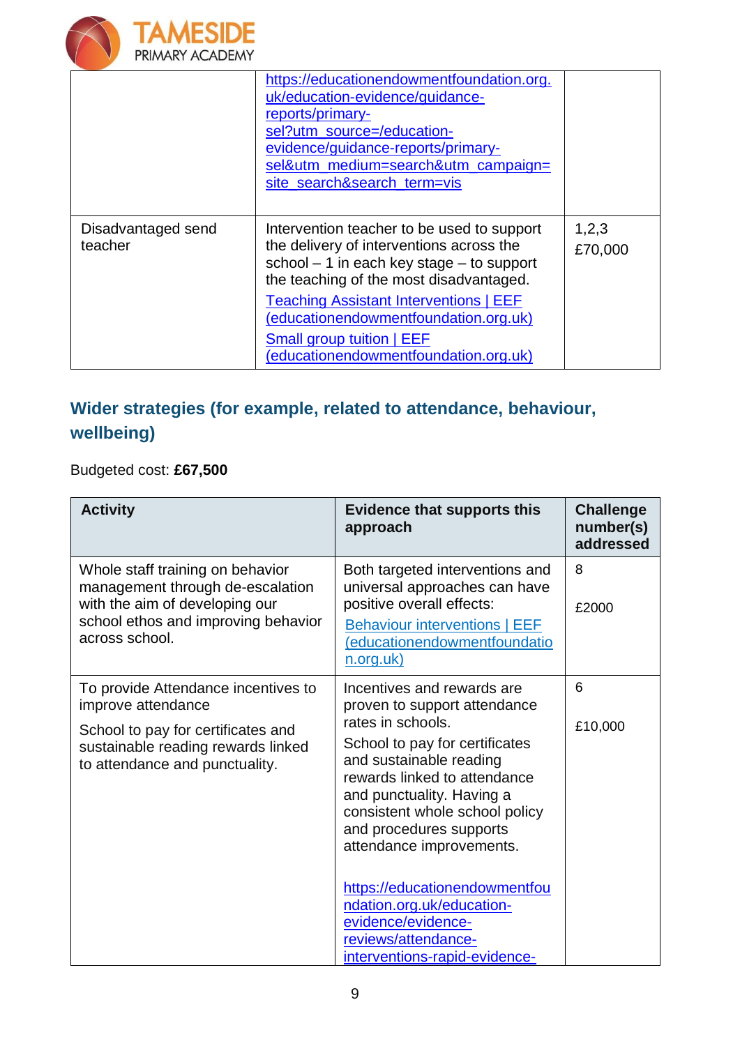| | | |
|---|---|---|
| | https://educationendowmentfoundation.org.uk/education-evidence/guidance-reports/primary-sel?utm_source=/education-evidence/guidance-reports/primary-sel&utm_medium=search&utm_campaign=site_search&search_term=vis | |
| Disadvantaged send teacher | Intervention teacher to be used to support the delivery of interventions across the school – 1 in each key stage – to support the teaching of the most disadvantaged.<br>Teaching Assistant Interventions \| EEF (educationendowmentfoundation.org.uk)<br>Small group tuition \| EEF (educationendowmentfoundation.org.uk) | 1,2,3<br>£70,000 |

## Wider strategies (for example, related to attendance, behaviour, wellbeing)

Budgeted cost: **£67,500**

| Activity | Evidence that supports this approach | Challenge number(s) addressed |
|---|---|---|
| Whole staff training on behavior management through de-escalation with the aim of developing our school ethos and improving behavior across school. | Both targeted interventions and universal approaches can have positive overall effects:<br>Behaviour interventions \| EEF (educationendowmentfoundation.org.uk) | 8<br><br>£2000 |
| To provide Attendance incentives to improve attendance<br><br>School to pay for certificates and sustainable reading rewards linked to attendance and punctuality. | Incentives and rewards are proven to support attendance rates in schools.<br>School to pay for certificates and sustainable reading rewards linked to attendance and punctuality. Having a consistent whole school policy and procedures supports attendance improvements.<br><br>https://educationendowmentfoundation.org.uk/education-evidence/evidence-reviews/attendance-interventions-rapid-evidence- | 6<br><br>£10,000 |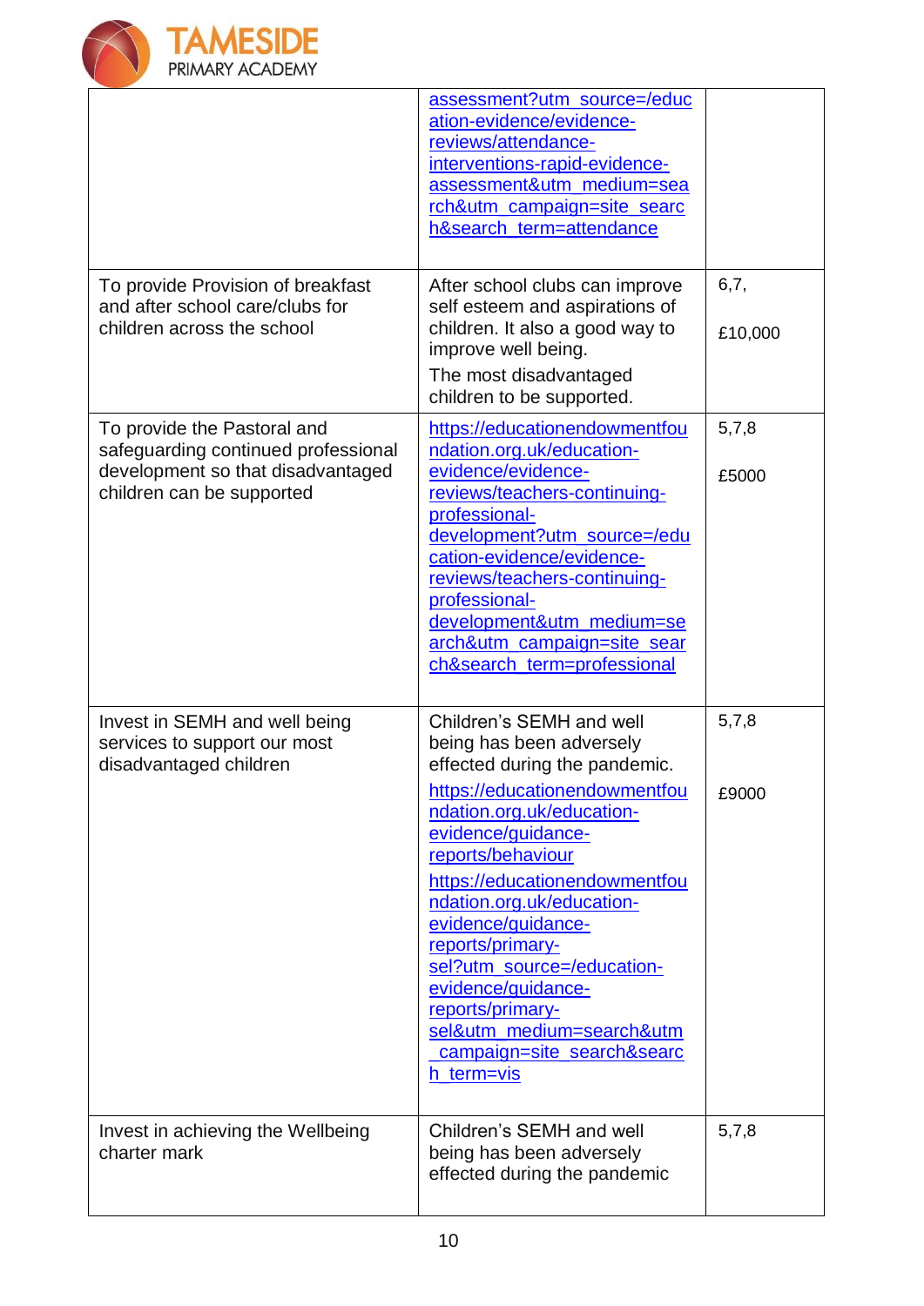| | | |
|---|---|---|
| | assessment?utm_source=/education-evidence/evidence-reviews/attendance-interventions-rapid-evidence-assessment&utm_medium=search&utm_campaign=site_search&search_term=attendance | |
| To provide Provision of breakfast and after school care/clubs for children across the school | After school clubs can improve self esteem and aspirations of children. It also a good way to improve well being.<br>The most disadvantaged children to be supported. | 6,7,<br>£10,000 |
| To provide the Pastoral and safeguarding continued professional development so that disadvantaged children can be supported | https://educationendowmentfoundation.org.uk/education-evidence/evidence-reviews/teachers-continuing-professional-development?utm_source=/education-evidence/evidence-reviews/teachers-continuing-professional-development&utm_medium=search&utm_campaign=site_search&search_term=professional | 5,7,8<br>£5000 |
| Invest in SEMH and well being services to support our most disadvantaged children | Children's SEMH and well being has been adversely effected during the pandemic.<br>https://educationendowmentfoundation.org.uk/education-evidence/guidance-reports/behaviour<br>https://educationendowmentfoundation.org.uk/education-evidence/guidance-reports/primary-sel?utm_source=/education-evidence/guidance-reports/primary-sel&utm_medium=search&utm_campaign=site_search&search_term=vis | 5,7,8<br>£9000 |
| Invest in achieving the Wellbeing charter mark | Children's SEMH and well being has been adversely effected during the pandemic | 5,7,8 |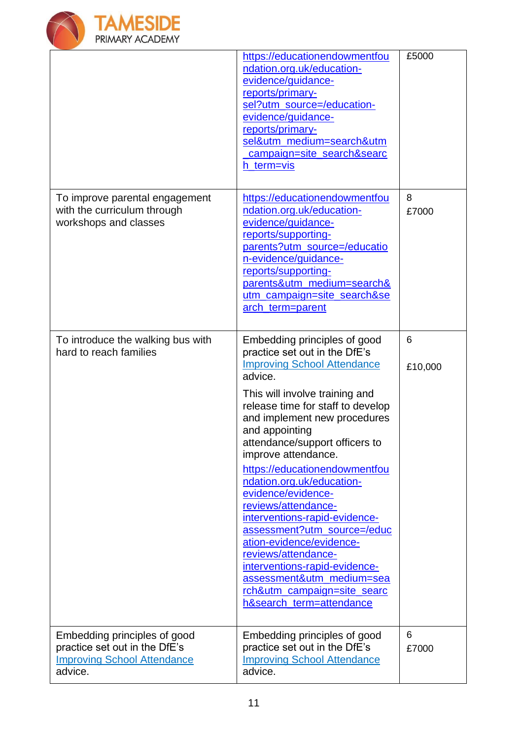| | | |
|---|---|---|
| | https://educationendowmentfoundation.org.uk/education-evidence/guidance-reports/primary-sel?utm_source=/education-evidence/guidance-reports/primary-sel&utm_medium=search&utm_campaign=site_search&search_term=vis | £5000 |
| To improve parental engagement with the curriculum through workshops and classes | https://educationendowmentfoundation.org.uk/education-evidence/guidance-reports/supporting-parents?utm_source=/education-evidence/guidance-reports/supporting-parents&utm_medium=search&utm_campaign=site_search&search_term=parent | 8<br>£7000 |
| To introduce the walking bus with hard to reach families | Embedding principles of good practice set out in the DfE's Improving School Attendance advice.<br><br>This will involve training and release time for staff to develop and implement new procedures and appointing attendance/support officers to improve attendance.<br><br>https://educationendowmentfoundation.org.uk/education-evidence/evidence-reviews/attendance-interventions-rapid-evidence-assessment?utm_source=/education-evidence/evidence-reviews/attendance-interventions-rapid-evidence-assessment&utm_medium=search&utm_campaign=site_search&search_term=attendance | 6<br><br>£10,000 |
| Embedding principles of good practice set out in the DfE's Improving School Attendance advice. | Embedding principles of good practice set out in the DfE's Improving School Attendance advice. | 6<br>£7000 |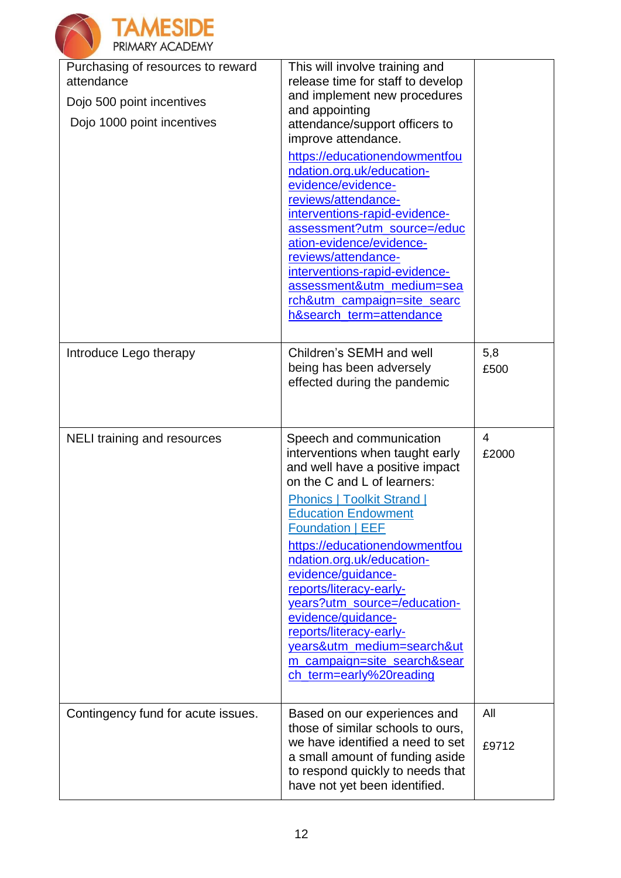| | | |
|---|---|---|
| Purchasing of resources to reward attendance<br><br>Dojo 500 point incentives<br><br>Dojo 1000 point incentives | This will involve training and release time for staff to develop and implement new procedures and appointing attendance/support officers to improve attendance.<br><br>https://educationendowmentfoundation.org.uk/education-evidence/evidence-reviews/attendance-interventions-rapid-evidence-assessment?utm_source=/education-evidence/evidence-reviews/attendance-interventions-rapid-evidence-assessment&utm_medium=search&utm_campaign=site_search&search_term=attendance | |
| Introduce Lego therapy | Children's SEMH and well being has been adversely effected during the pandemic | 5,8<br><br>£500 |
| NELI training and resources | Speech and communication interventions when taught early and well have a positive impact on the C and L of learners:<br><br>Phonics \| Toolkit Strand \| Education Endowment Foundation \| EEF<br><br>https://educationendowmentfoundation.org.uk/education-evidence/guidance-reports/literacy-early-years?utm_source=/education-evidence/guidance-reports/literacy-early-years&utm_medium=search&utm_campaign=site_search&search_term=early%20reading | 4<br><br>£2000 |
| Contingency fund for acute issues. | Based on our experiences and those of similar schools to ours, we have identified a need to set a small amount of funding aside to respond quickly to needs that have not yet been identified. | All<br><br>£9712 |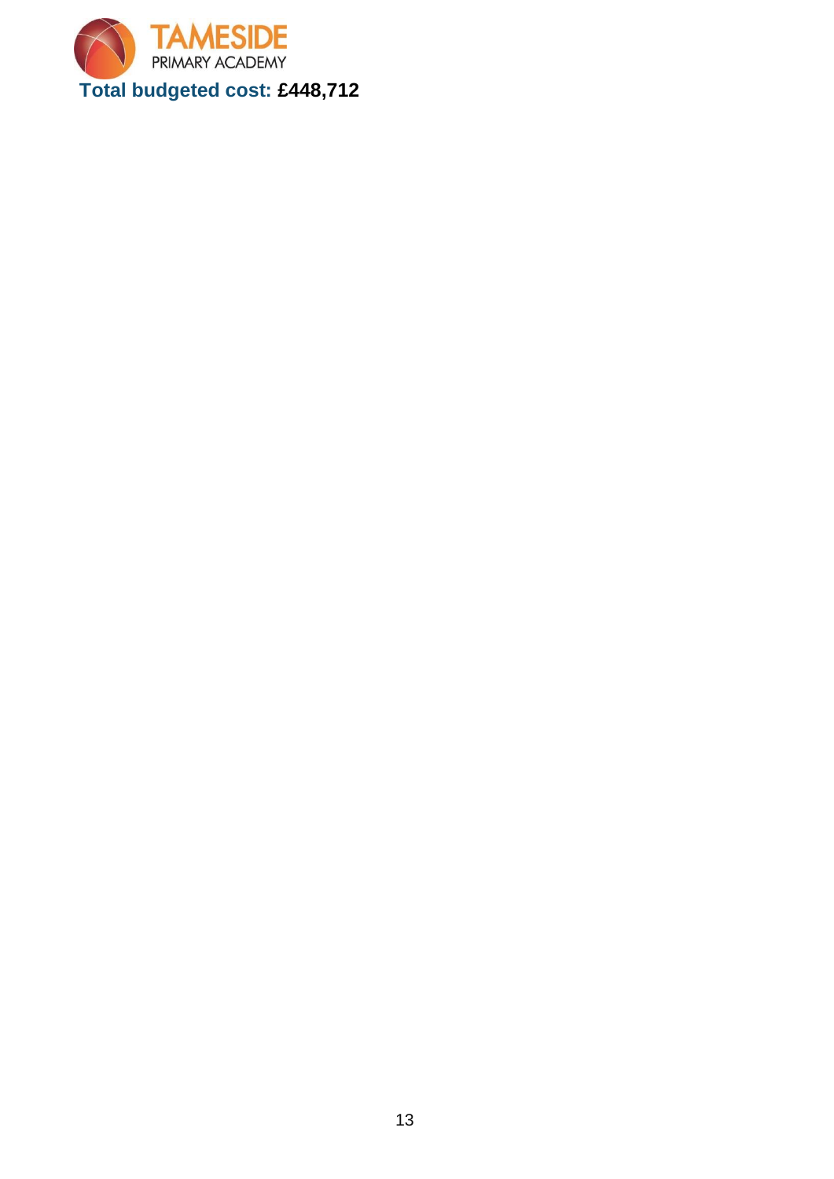**Total budgeted cost: £448,712**